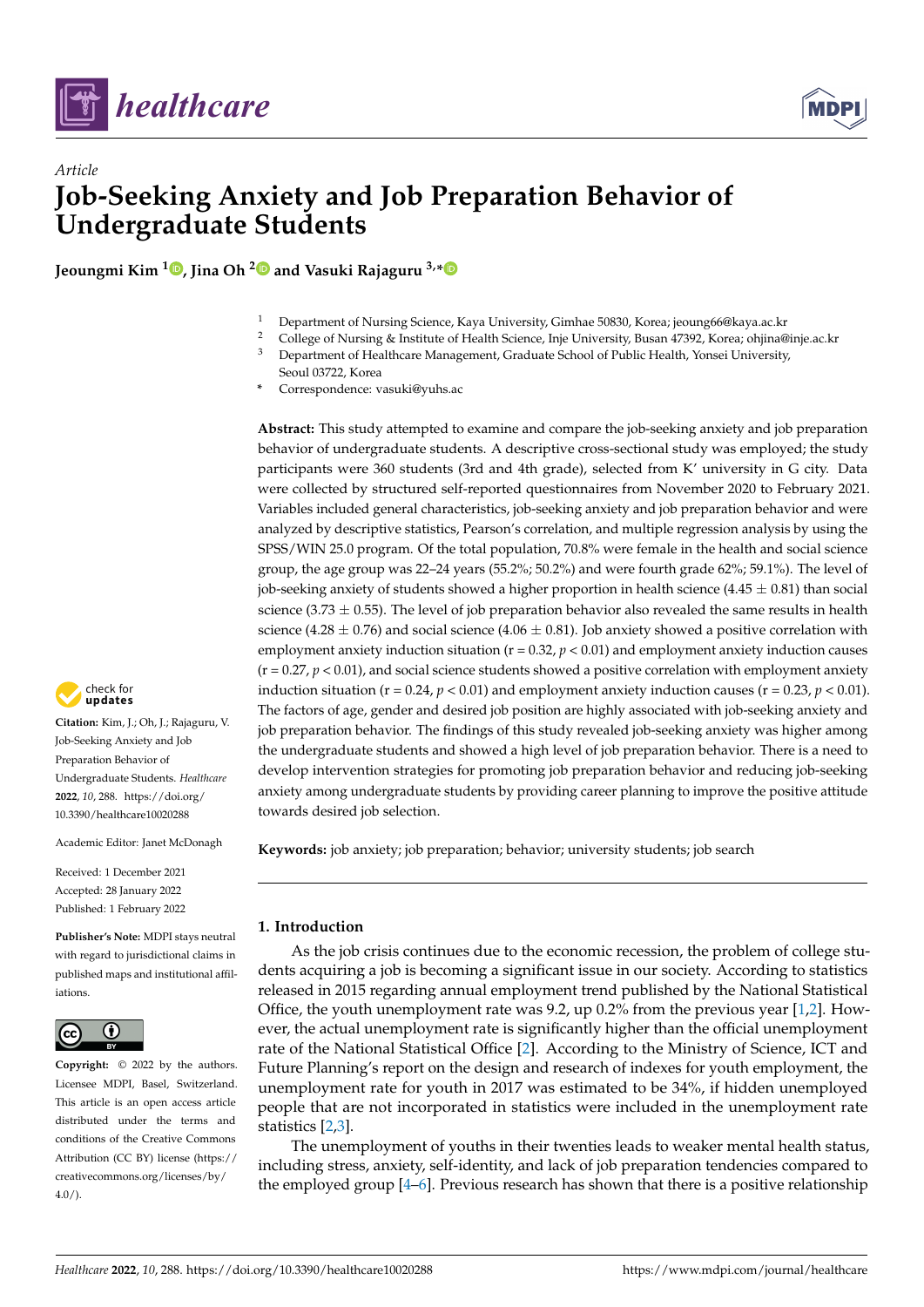*Article*

# Job-Seeking Anxiety and Job Preparation Behavior of Undergraduate Students

**Jeoungmi Kim [1], Jina Oh [2] and Vasuki Rajaguru [3,*]**

[1] Department of Nursing Science, Kaya University, Gimhae 50830, Korea; jeoung66@kaya.ac.kr
[2] College of Nursing & Institute of Health Science, Inje University, Busan 47392, Korea; ohjina@inje.ac.kr
[3] Department of Healthcare Management, Graduate School of Public Health, Yonsei University, Seoul 03722, Korea
* Correspondence: vasuki@yuhs.ac

**Abstract:** This study attempted to examine and compare the job-seeking anxiety and job preparation behavior of undergraduate students. A descriptive cross-sectional study was employed; the study participants were 360 students (3rd and 4th grade), selected from K' university in G city. Data were collected by structured self-reported questionnaires from November 2020 to February 2021. Variables included general characteristics, job-seeking anxiety and job preparation behavior and were analyzed by descriptive statistics, Pearson's correlation, and multiple regression analysis by using the SPSS/WIN 25.0 program. Of the total population, 70.8% were female in the health and social science group, the age group was 22–24 years (55.2%; 50.2%) and were fourth grade 62%; 59.1%). The level of job-seeking anxiety of students showed a higher proportion in health science (4.45 ± 0.81) than social science (3.73 ± 0.55). The level of job preparation behavior also revealed the same results in health science (4.28 ± 0.76) and social science (4.06 ± 0.81). Job anxiety showed a positive correlation with employment anxiety induction situation ($r = 0.32$, $p < 0.01$) and employment anxiety induction causes ($r = 0.27$, $p < 0.01$), and social science students showed a positive correlation with employment anxiety induction situation ($r = 0.24$, $p < 0.01$) and employment anxiety induction causes ($r = 0.23$, $p < 0.01$). The factors of age, gender and desired job position are highly associated with job-seeking anxiety and job preparation behavior. The findings of this study revealed job-seeking anxiety was higher among the undergraduate students and showed a high level of job preparation behavior. There is a need to develop intervention strategies for promoting job preparation behavior and reducing job-seeking anxiety among undergraduate students by providing career planning to improve the positive attitude towards desired job selection.

**Keywords:** job anxiety; job preparation; behavior; university students; job search

**Citation:** Kim, J.; Oh, J.; Rajaguru, V. Job-Seeking Anxiety and Job Preparation Behavior of Undergraduate Students. *Healthcare* **2022**, *10*, 288. https://doi.org/10.3390/healthcare10020288

Academic Editor: Janet McDonagh

Received: 1 December 2021
Accepted: 28 January 2022
Published: 1 February 2022

**Publisher's Note:** MDPI stays neutral with regard to jurisdictional claims in published maps and institutional affiliations.

**Copyright:** © 2022 by the authors. Licensee MDPI, Basel, Switzerland. This article is an open access article distributed under the terms and conditions of the Creative Commons Attribution (CC BY) license (https://creativecommons.org/licenses/by/4.0/).

## 1. Introduction

As the job crisis continues due to the economic recession, the problem of college students acquiring a job is becoming a significant issue in our society. According to statistics released in 2015 regarding annual employment trend published by the National Statistical Office, the youth unemployment rate was 9.2, up 0.2% from the previous year [1,2]. However, the actual unemployment rate is significantly higher than the official unemployment rate of the National Statistical Office [2]. According to the Ministry of Science, ICT and Future Planning's report on the design and research of indexes for youth employment, the unemployment rate for youth in 2017 was estimated to be 34%, if hidden unemployed people that are not incorporated in statistics were included in the unemployment rate statistics [2,3].

The unemployment of youths in their twenties leads to weaker mental health status, including stress, anxiety, self-identity, and lack of job preparation tendencies compared to the employed group [4–6]. Previous research has shown that there is a positive relationship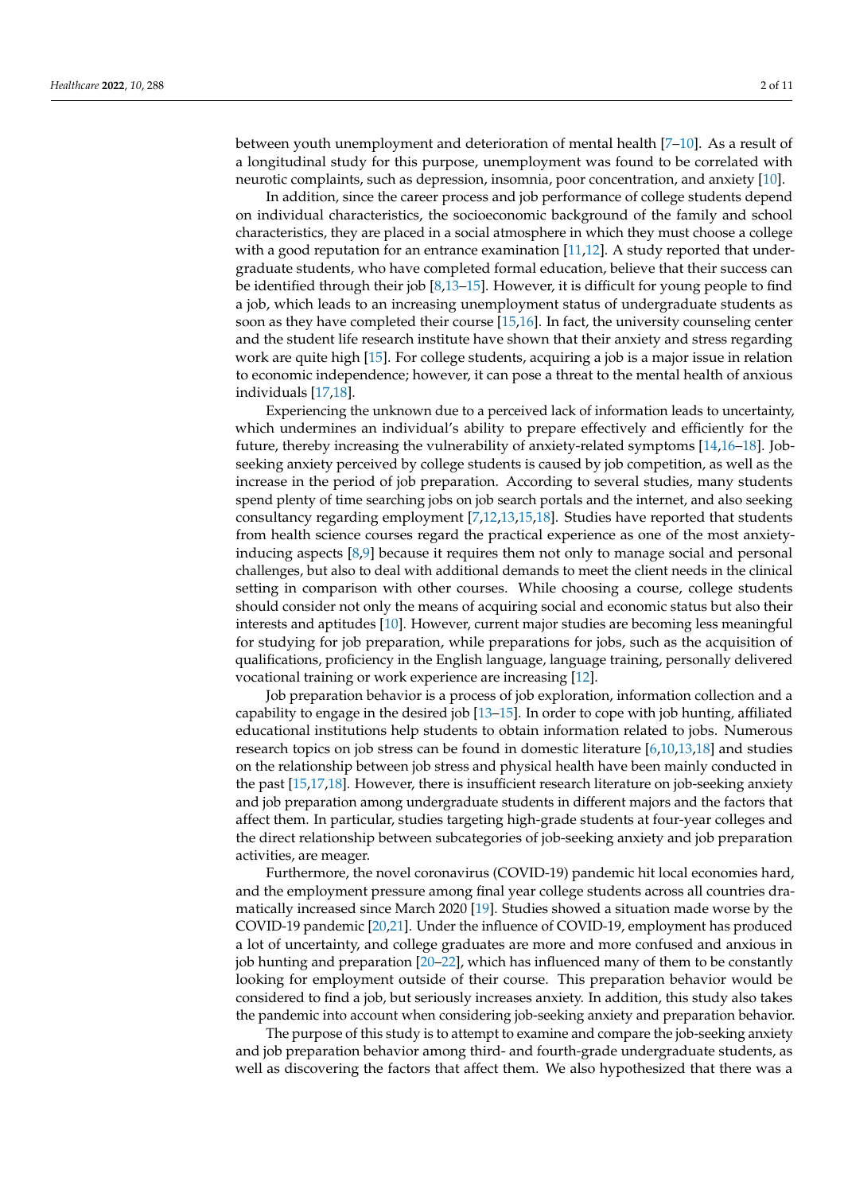between youth unemployment and deterioration of mental health [7–10]. As a result of a longitudinal study for this purpose, unemployment was found to be correlated with neurotic complaints, such as depression, insomnia, poor concentration, and anxiety [10].

In addition, since the career process and job performance of college students depend on individual characteristics, the socioeconomic background of the family and school characteristics, they are placed in a social atmosphere in which they must choose a college with a good reputation for an entrance examination [11,12]. A study reported that undergraduate students, who have completed formal education, believe that their success can be identified through their job [8,13–15]. However, it is difficult for young people to find a job, which leads to an increasing unemployment status of undergraduate students as soon as they have completed their course [15,16]. In fact, the university counseling center and the student life research institute have shown that their anxiety and stress regarding work are quite high [15]. For college students, acquiring a job is a major issue in relation to economic independence; however, it can pose a threat to the mental health of anxious individuals [17,18].

Experiencing the unknown due to a perceived lack of information leads to uncertainty, which undermines an individual's ability to prepare effectively and efficiently for the future, thereby increasing the vulnerability of anxiety-related symptoms [14,16–18]. Job-seeking anxiety perceived by college students is caused by job competition, as well as the increase in the period of job preparation. According to several studies, many students spend plenty of time searching jobs on job search portals and the internet, and also seeking consultancy regarding employment [7,12,13,15,18]. Studies have reported that students from health science courses regard the practical experience as one of the most anxiety-inducing aspects [8,9] because it requires them not only to manage social and personal challenges, but also to deal with additional demands to meet the client needs in the clinical setting in comparison with other courses. While choosing a course, college students should consider not only the means of acquiring social and economic status but also their interests and aptitudes [10]. However, current major studies are becoming less meaningful for studying for job preparation, while preparations for jobs, such as the acquisition of qualifications, proficiency in the English language, language training, personally delivered vocational training or work experience are increasing [12].

Job preparation behavior is a process of job exploration, information collection and a capability to engage in the desired job [13–15]. In order to cope with job hunting, affiliated educational institutions help students to obtain information related to jobs. Numerous research topics on job stress can be found in domestic literature [6,10,13,18] and studies on the relationship between job stress and physical health have been mainly conducted in the past [15,17,18]. However, there is insufficient research literature on job-seeking anxiety and job preparation among undergraduate students in different majors and the factors that affect them. In particular, studies targeting high-grade students at four-year colleges and the direct relationship between subcategories of job-seeking anxiety and job preparation activities, are meager.

Furthermore, the novel coronavirus (COVID-19) pandemic hit local economies hard, and the employment pressure among final year college students across all countries dramatically increased since March 2020 [19]. Studies showed a situation made worse by the COVID-19 pandemic [20,21]. Under the influence of COVID-19, employment has produced a lot of uncertainty, and college graduates are more and more confused and anxious in job hunting and preparation [20–22], which has influenced many of them to be constantly looking for employment outside of their course. This preparation behavior would be considered to find a job, but seriously increases anxiety. In addition, this study also takes the pandemic into account when considering job-seeking anxiety and preparation behavior.

The purpose of this study is to attempt to examine and compare the job-seeking anxiety and job preparation behavior among third- and fourth-grade undergraduate students, as well as discovering the factors that affect them. We also hypothesized that there was a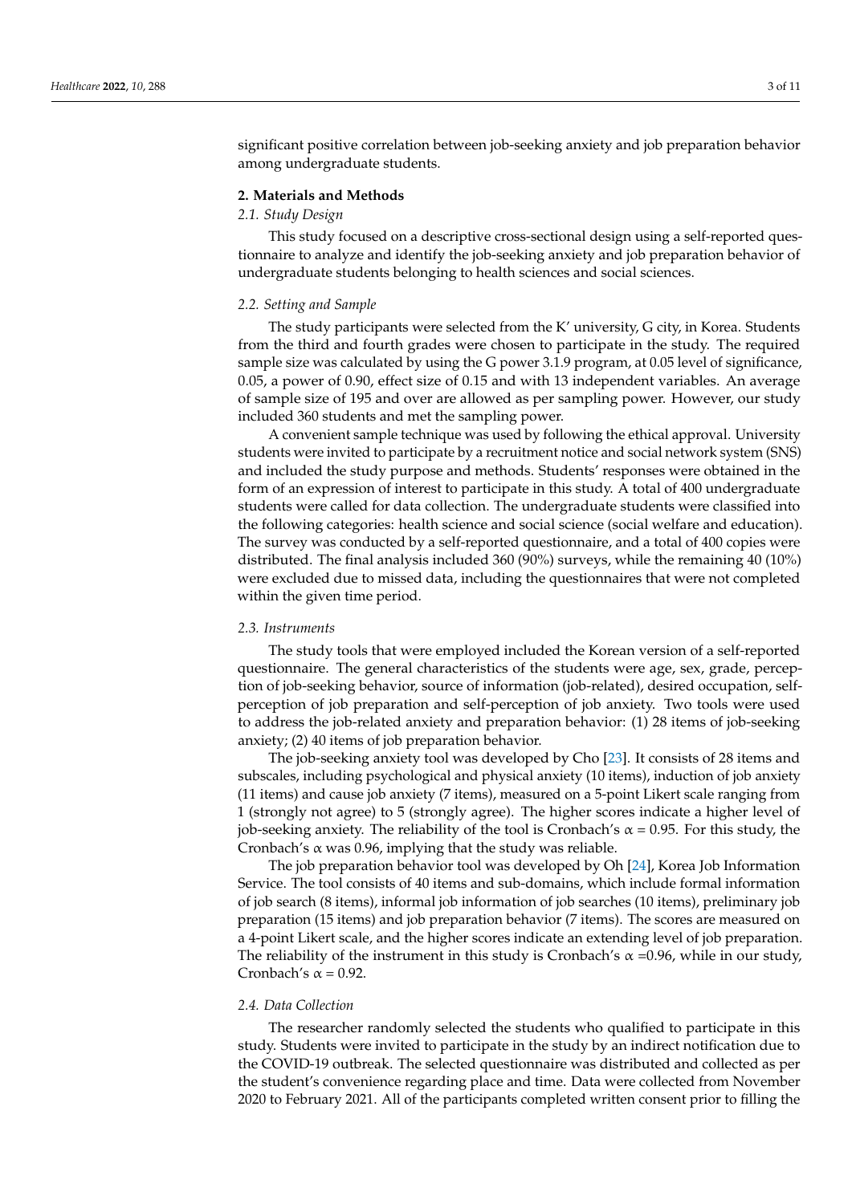significant positive correlation between job-seeking anxiety and job preparation behavior among undergraduate students.

## 2. Materials and Methods

### 2.1. Study Design

This study focused on a descriptive cross-sectional design using a self-reported questionnaire to analyze and identify the job-seeking anxiety and job preparation behavior of undergraduate students belonging to health sciences and social sciences.

### 2.2. Setting and Sample

The study participants were selected from the K' university, G city, in Korea. Students from the third and fourth grades were chosen to participate in the study. The required sample size was calculated by using the G power 3.1.9 program, at 0.05 level of significance, 0.05, a power of 0.90, effect size of 0.15 and with 13 independent variables. An average of sample size of 195 and over are allowed as per sampling power. However, our study included 360 students and met the sampling power.

A convenient sample technique was used by following the ethical approval. University students were invited to participate by a recruitment notice and social network system (SNS) and included the study purpose and methods. Students' responses were obtained in the form of an expression of interest to participate in this study. A total of 400 undergraduate students were called for data collection. The undergraduate students were classified into the following categories: health science and social science (social welfare and education). The survey was conducted by a self-reported questionnaire, and a total of 400 copies were distributed. The final analysis included 360 (90%) surveys, while the remaining 40 (10%) were excluded due to missed data, including the questionnaires that were not completed within the given time period.

### 2.3. Instruments

The study tools that were employed included the Korean version of a self-reported questionnaire. The general characteristics of the students were age, sex, grade, perception of job-seeking behavior, source of information (job-related), desired occupation, self-perception of job preparation and self-perception of job anxiety. Two tools were used to address the job-related anxiety and preparation behavior: (1) 28 items of job-seeking anxiety; (2) 40 items of job preparation behavior.

The job-seeking anxiety tool was developed by Cho [23]. It consists of 28 items and subscales, including psychological and physical anxiety (10 items), induction of job anxiety (11 items) and cause job anxiety (7 items), measured on a 5-point Likert scale ranging from 1 (strongly not agree) to 5 (strongly agree). The higher scores indicate a higher level of job-seeking anxiety. The reliability of the tool is Cronbach's $\alpha$ = 0.95. For this study, the Cronbach's $\alpha$ was 0.96, implying that the study was reliable.

The job preparation behavior tool was developed by Oh [24], Korea Job Information Service. The tool consists of 40 items and sub-domains, which include formal information of job search (8 items), informal job information of job searches (10 items), preliminary job preparation (15 items) and job preparation behavior (7 items). The scores are measured on a 4-point Likert scale, and the higher scores indicate an extending level of job preparation. The reliability of the instrument in this study is Cronbach's $\alpha$ =0.96, while in our study, Cronbach's $\alpha$ = 0.92.

### 2.4. Data Collection

The researcher randomly selected the students who qualified to participate in this study. Students were invited to participate in the study by an indirect notification due to the COVID-19 outbreak. The selected questionnaire was distributed and collected as per the student's convenience regarding place and time. Data were collected from November 2020 to February 2021. All of the participants completed written consent prior to filling the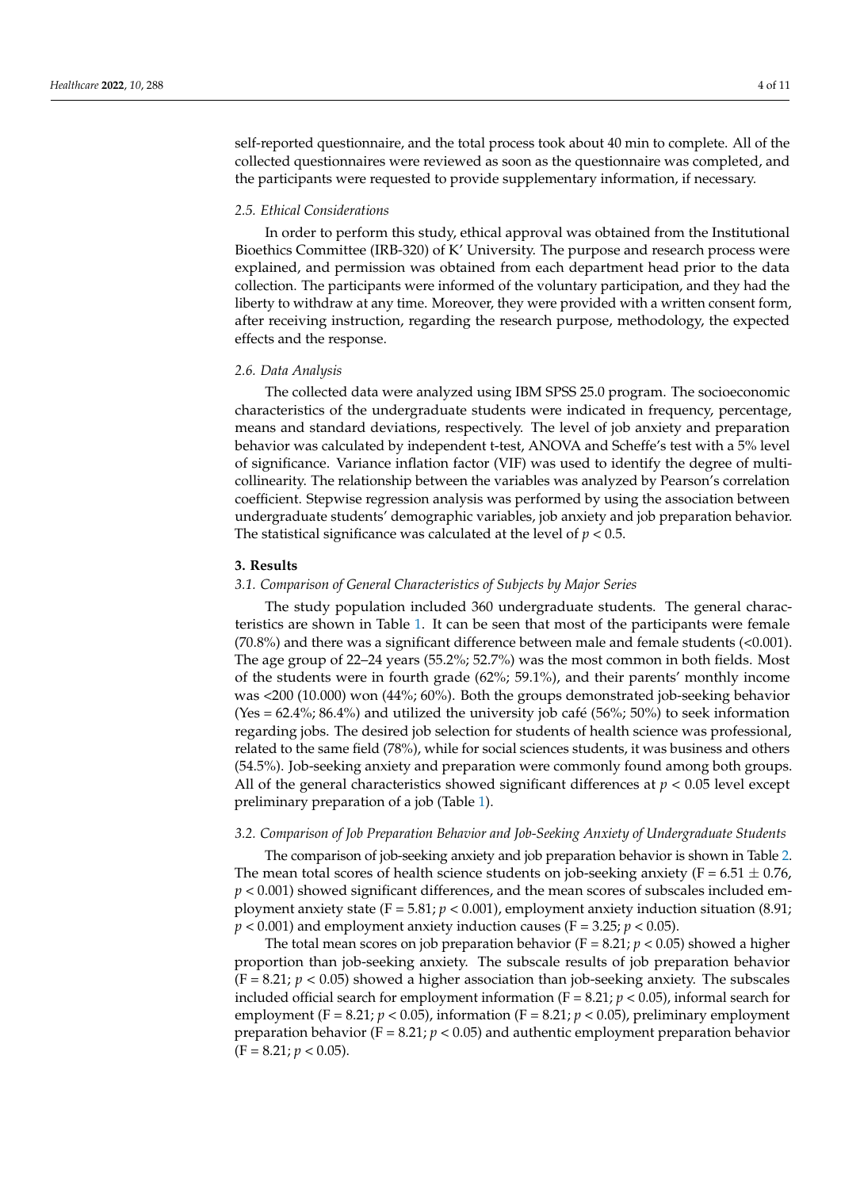self-reported questionnaire, and the total process took about 40 min to complete. All of the collected questionnaires were reviewed as soon as the questionnaire was completed, and the participants were requested to provide supplementary information, if necessary.

### *2.5. Ethical Considerations*

In order to perform this study, ethical approval was obtained from the Institutional Bioethics Committee (IRB-320) of K' University. The purpose and research process were explained, and permission was obtained from each department head prior to the data collection. The participants were informed of the voluntary participation, and they had the liberty to withdraw at any time. Moreover, they were provided with a written consent form, after receiving instruction, regarding the research purpose, methodology, the expected effects and the response.

### *2.6. Data Analysis*

The collected data were analyzed using IBM SPSS 25.0 program. The socioeconomic characteristics of the undergraduate students were indicated in frequency, percentage, means and standard deviations, respectively. The level of job anxiety and preparation behavior was calculated by independent t-test, ANOVA and Scheffe's test with a 5% level of significance. Variance inflation factor (VIF) was used to identify the degree of multicollinearity. The relationship between the variables was analyzed by Pearson's correlation coefficient. Stepwise regression analysis was performed by using the association between undergraduate students' demographic variables, job anxiety and job preparation behavior. The statistical significance was calculated at the level of $p < 0.5$.

## 3. Results

### *3.1. Comparison of General Characteristics of Subjects by Major Series*

The study population included 360 undergraduate students. The general characteristics are shown in Table 1. It can be seen that most of the participants were female (70.8%) and there was a significant difference between male and female students (<0.001). The age group of 22–24 years (55.2%; 52.7%) was the most common in both fields. Most of the students were in fourth grade (62%; 59.1%), and their parents' monthly income was <200 (10.000) won (44%; 60%). Both the groups demonstrated job-seeking behavior (Yes = 62.4%; 86.4%) and utilized the university job café (56%; 50%) to seek information regarding jobs. The desired job selection for students of health science was professional, related to the same field (78%), while for social sciences students, it was business and others (54.5%). Job-seeking anxiety and preparation were commonly found among both groups. All of the general characteristics showed significant differences at $p < 0.05$ level except preliminary preparation of a job (Table 1).

### *3.2. Comparison of Job Preparation Behavior and Job-Seeking Anxiety of Undergraduate Students*

The comparison of job-seeking anxiety and job preparation behavior is shown in Table 2. The mean total scores of health science students on job-seeking anxiety ($F = 6.51 \pm 0.76$, $p < 0.001$) showed significant differences, and the mean scores of subscales included employment anxiety state ($F = 5.81$; $p < 0.001$), employment anxiety induction situation (8.91; $p < 0.001$) and employment anxiety induction causes ($F = 3.25$; $p < 0.05$).

The total mean scores on job preparation behavior ($F = 8.21$; $p < 0.05$) showed a higher proportion than job-seeking anxiety. The subscale results of job preparation behavior ($F = 8.21$; $p < 0.05$) showed a higher association than job-seeking anxiety. The subscales included official search for employment information ($F = 8.21$; $p < 0.05$), informal search for employment ($F = 8.21$; $p < 0.05$), information ($F = 8.21$; $p < 0.05$), preliminary employment preparation behavior ($F = 8.21$; $p < 0.05$) and authentic employment preparation behavior ($F = 8.21$; $p < 0.05$).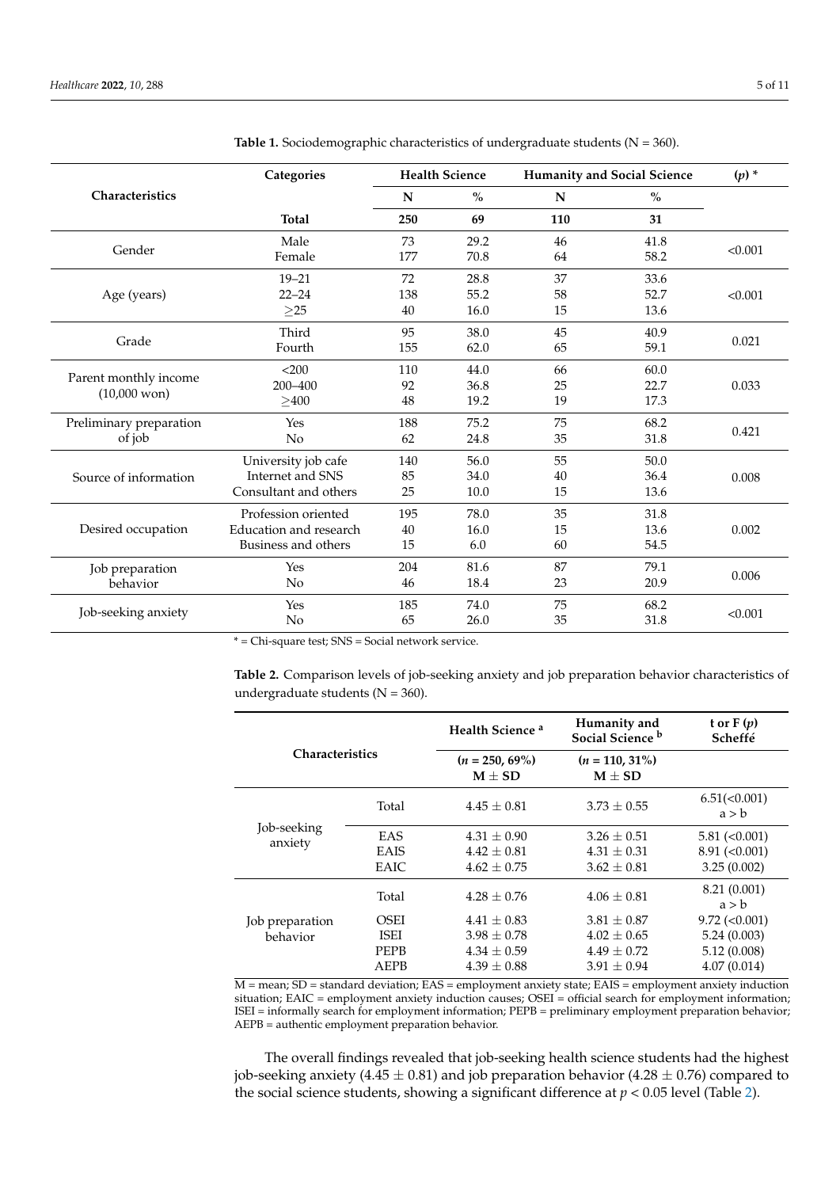**Table 1.** Sociodemographic characteristics of undergraduate students (N = 360).

| Characteristics | Categories | Health Science | | Humanity and Social Science | | (p) * |
|---|---|---|---|---|---|---|
| | | N | % | N | % | |
| | **Total** | **250** | **69** | **110** | **31** | |
| Gender | Male | 73 | 29.2 | 46 | 41.8 | <0.001 |
| | Female | 177 | 70.8 | 64 | 58.2 | |
| Age (years) | 19–21 | 72 | 28.8 | 37 | 33.6 | <0.001 |
| | 22–24 | 138 | 55.2 | 58 | 52.7 | |
| | ≥25 | 40 | 16.0 | 15 | 13.6 | |
| Grade | Third | 95 | 38.0 | 45 | 40.9 | 0.021 |
| | Fourth | 155 | 62.0 | 65 | 59.1 | |
| Parent monthly income (10,000 won) | <200 | 110 | 44.0 | 66 | 60.0 | 0.033 |
| | 200–400 | 92 | 36.8 | 25 | 22.7 | |
| | ≥400 | 48 | 19.2 | 19 | 17.3 | |
| Preliminary preparation of job | Yes | 188 | 75.2 | 75 | 68.2 | 0.421 |
| | No | 62 | 24.8 | 35 | 31.8 | |
| Source of information | University job cafe | 140 | 56.0 | 55 | 50.0 | 0.008 |
| | Internet and SNS | 85 | 34.0 | 40 | 36.4 | |
| | Consultant and others | 25 | 10.0 | 15 | 13.6 | |
| Desired occupation | Profession oriented | 195 | 78.0 | 35 | 31.8 | 0.002 |
| | Education and research | 40 | 16.0 | 15 | 13.6 | |
| | Business and others | 15 | 6.0 | 60 | 54.5 | |
| Job preparation behavior | Yes | 204 | 81.6 | 87 | 79.1 | 0.006 |
| | No | 46 | 18.4 | 23 | 20.9 | |
| Job-seeking anxiety | Yes | 185 | 74.0 | 75 | 68.2 | <0.001 |
| | No | 65 | 26.0 | 35 | 31.8 | |

\* = Chi-square test; SNS = Social network service.

**Table 2.** Comparison levels of job-seeking anxiety and job preparation behavior characteristics of undergraduate students (N = 360).

| Characteristics | | Health Science [a] | Humanity and Social Science [b] | t or F (p) Scheffé |
|---|---|---|---|---|
| | | (n = 250, 69%) M ± SD | (n = 110, 31%) M ± SD | |
| Job-seeking anxiety | Total | 4.45 ± 0.81 | 3.73 ± 0.55 | 6.51(<0.001) a > b |
| | EAS | 4.31 ± 0.90 | 3.26 ± 0.51 | 5.81 (<0.001) |
| | EAIS | 4.42 ± 0.81 | 4.31 ± 0.31 | 8.91 (<0.001) |
| | EAIC | 4.62 ± 0.75 | 3.62 ± 0.81 | 3.25 (0.002) |
| Job preparation behavior | Total | 4.28 ± 0.76 | 4.06 ± 0.81 | 8.21 (0.001) a > b |
| | OSEI | 4.41 ± 0.83 | 3.81 ± 0.87 | 9.72 (<0.001) |
| | ISEI | 3.98 ± 0.78 | 4.02 ± 0.65 | 5.24 (0.003) |
| | PEPB | 4.34 ± 0.59 | 4.49 ± 0.72 | 5.12 (0.008) |
| | AEPB | 4.39 ± 0.88 | 3.91 ± 0.94 | 4.07 (0.014) |

M = mean; SD = standard deviation; EAS = employment anxiety state; EAIS = employment anxiety induction situation; EAIC = employment anxiety induction causes; OSEI = official search for employment information; ISEI = informally search for employment information; PEPB = preliminary employment preparation behavior; AEPB = authentic employment preparation behavior.

The overall findings revealed that job-seeking health science students had the highest job-seeking anxiety (4.45 ± 0.81) and job preparation behavior (4.28 ± 0.76) compared to the social science students, showing a significant difference at $p < 0.05$ level (Table 2).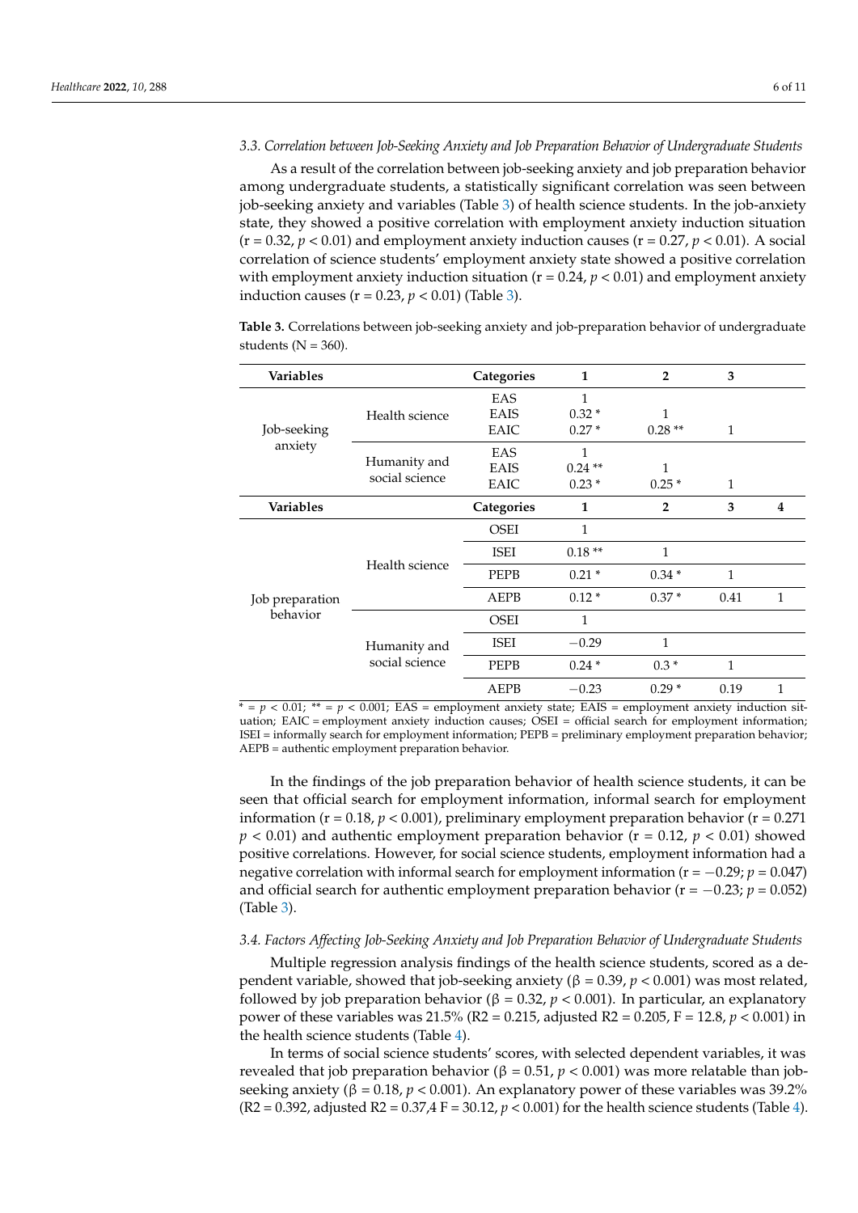### 3.3. Correlation between Job-Seeking Anxiety and Job Preparation Behavior of Undergraduate Students

As a result of the correlation between job-seeking anxiety and job preparation behavior among undergraduate students, a statistically significant correlation was seen between job-seeking anxiety and variables (Table 3) of health science students. In the job-anxiety state, they showed a positive correlation with employment anxiety induction situation (r = 0.32, $p < 0.01$) and employment anxiety induction causes (r = 0.27, $p < 0.01$). A social correlation of science students' employment anxiety state showed a positive correlation with employment anxiety induction situation (r = 0.24, $p < 0.01$) and employment anxiety induction causes (r = 0.23, $p < 0.01$) (Table 3).

**Table 3.** Correlations between job-seeking anxiety and job-preparation behavior of undergraduate students (N = 360).

| Variables | | Categories | 1 | 2 | 3 | |
|---|---|---|---|---|---|---|
| Job-seeking anxiety | Health science | EAS | 1 | | | |
| | | EAIS | 0.32 * | 1 | | |
| | | EAIC | 0.27 * | 0.28 ** | 1 | |
| | Humanity and social science | EAS | 1 | | | |
| | | EAIS | 0.24 ** | 1 | | |
| | | EAIC | 0.23 * | 0.25 * | 1 | |
| **Variables** | | **Categories** | **1** | **2** | **3** | **4** |
| Job preparation behavior | Health science | OSEI | 1 | | | |
| | | ISEI | 0.18 ** | 1 | | |
| | | PEPB | 0.21 * | 0.34 * | 1 | |
| | | AEPB | 0.12 * | 0.37 * | 0.41 | 1 |
| | Humanity and social science | OSEI | 1 | | | |
| | | ISEI | −0.29 | 1 | | |
| | | PEPB | 0.24 * | 0.3 * | 1 | |
| | | AEPB | −0.23 | 0.29 * | 0.19 | 1 |

\* = $p < 0.01$; ** = $p < 0.001$; EAS = employment anxiety state; EAIS = employment anxiety induction situation; EAIC = employment anxiety induction causes; OSEI = official search for employment information; ISEI = informally search for employment information; PEPB = preliminary employment preparation behavior; AEPB = authentic employment preparation behavior.

In the findings of the job preparation behavior of health science students, it can be seen that official search for employment information, informal search for employment information (r = 0.18, $p < 0.001$), preliminary employment preparation behavior (r = 0.271 $p < 0.01$) and authentic employment preparation behavior (r = 0.12, $p < 0.01$) showed positive correlations. However, for social science students, employment information had a negative correlation with informal search for employment information (r = −0.29; $p = 0.047$) and official search for authentic employment preparation behavior (r = −0.23; $p = 0.052$) (Table 3).

### 3.4. Factors Affecting Job-Seeking Anxiety and Job Preparation Behavior of Undergraduate Students

Multiple regression analysis findings of the health science students, scored as a dependent variable, showed that job-seeking anxiety ($\beta = 0.39$, $p < 0.001$) was most related, followed by job preparation behavior ($\beta = 0.32$, $p < 0.001$). In particular, an explanatory power of these variables was 21.5% (R2 = 0.215, adjusted R2 = 0.205, F = 12.8, $p < 0.001$) in the health science students (Table 4).

In terms of social science students' scores, with selected dependent variables, it was revealed that job preparation behavior ($\beta = 0.51$, $p < 0.001$) was more relatable than job-seeking anxiety ($\beta = 0.18$, $p < 0.001$). An explanatory power of these variables was 39.2% (R2 = 0.392, adjusted R2 = 0.37,4 F = 30.12, $p < 0.001$) for the health science students (Table 4).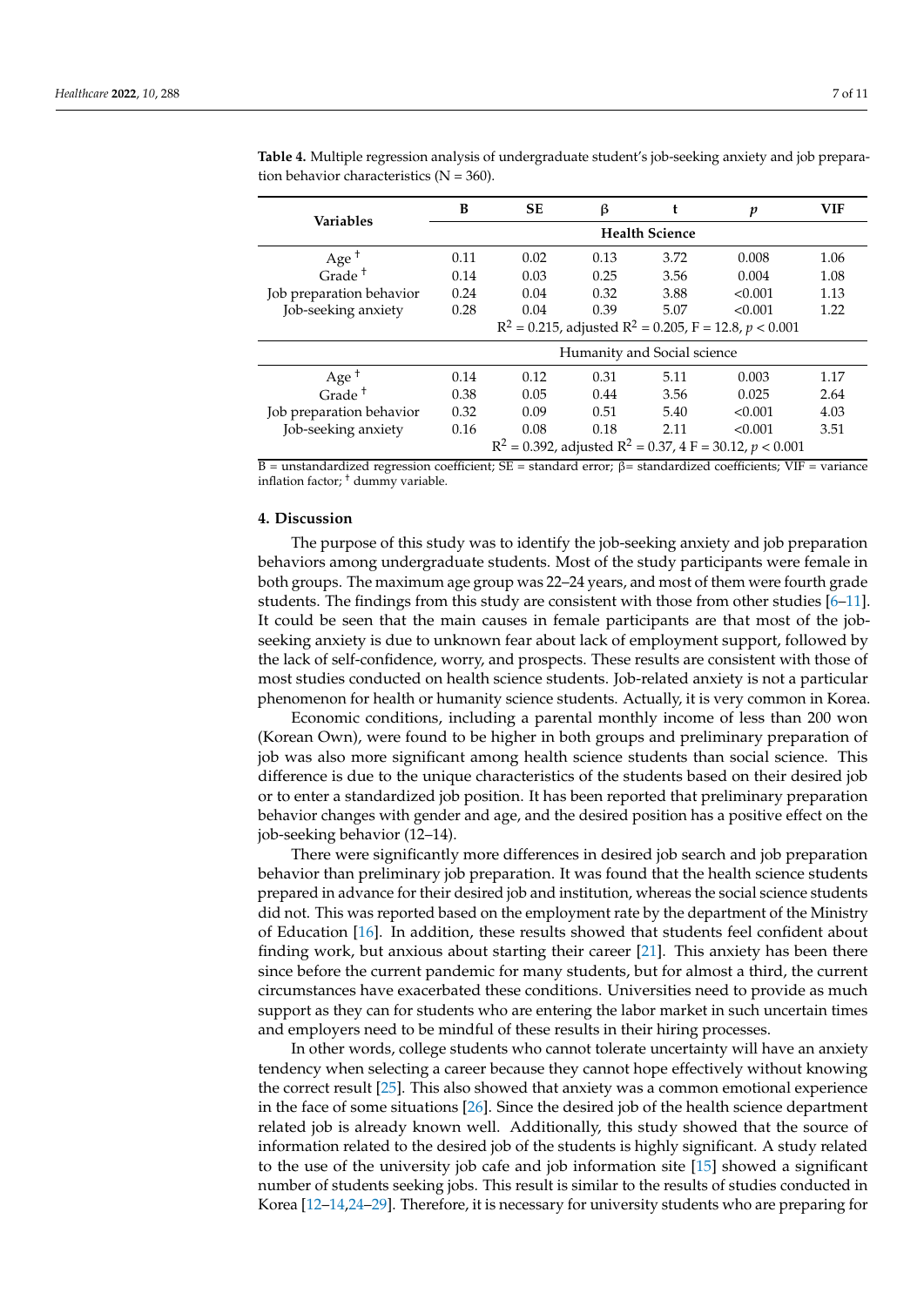**Table 4.** Multiple regression analysis of undergraduate student's job-seeking anxiety and job preparation behavior characteristics (N = 360).

| Variables | B | SE | β | t | *p* | VIF |
|---|---|---|---|---|---|---|
| | **Health Science** | | | | | |
| Age † | 0.11 | 0.02 | 0.13 | 3.72 | 0.008 | 1.06 |
| Grade † | 0.14 | 0.03 | 0.25 | 3.56 | 0.004 | 1.08 |
| Job preparation behavior | 0.24 | 0.04 | 0.32 | 3.88 | <0.001 | 1.13 |
| Job-seeking anxiety | 0.28 | 0.04 | 0.39 | 5.07 | <0.001 | 1.22 |
| | $R^2$ = 0.215, adjusted $R^2$ = 0.205, F = 12.8, $p < 0.001$ | | | | | |
| | Humanity and Social science | | | | | |
| Age † | 0.14 | 0.12 | 0.31 | 5.11 | 0.003 | 1.17 |
| Grade † | 0.38 | 0.05 | 0.44 | 3.56 | 0.025 | 2.64 |
| Job preparation behavior | 0.32 | 0.09 | 0.51 | 5.40 | <0.001 | 4.03 |
| Job-seeking anxiety | 0.16 | 0.08 | 0.18 | 2.11 | <0.001 | 3.51 |
| | $R^2$ = 0.392, adjusted $R^2$ = 0.37, 4 F = 30.12, $p < 0.001$ | | | | | |

B = unstandardized regression coefficient; SE = standard error; β= standardized coefficients; VIF = variance inflation factor; † dummy variable.

## 4. Discussion

The purpose of this study was to identify the job-seeking anxiety and job preparation behaviors among undergraduate students. Most of the study participants were female in both groups. The maximum age group was 22–24 years, and most of them were fourth grade students. The findings from this study are consistent with those from other studies [6–11]. It could be seen that the main causes in female participants are that most of the job-seeking anxiety is due to unknown fear about lack of employment support, followed by the lack of self-confidence, worry, and prospects. These results are consistent with those of most studies conducted on health science students. Job-related anxiety is not a particular phenomenon for health or humanity science students. Actually, it is very common in Korea.

Economic conditions, including a parental monthly income of less than 200 won (Korean Own), were found to be higher in both groups and preliminary preparation of job was also more significant among health science students than social science. This difference is due to the unique characteristics of the students based on their desired job or to enter a standardized job position. It has been reported that preliminary preparation behavior changes with gender and age, and the desired position has a positive effect on the job-seeking behavior (12–14).

There were significantly more differences in desired job search and job preparation behavior than preliminary job preparation. It was found that the health science students prepared in advance for their desired job and institution, whereas the social science students did not. This was reported based on the employment rate by the department of the Ministry of Education [16]. In addition, these results showed that students feel confident about finding work, but anxious about starting their career [21]. This anxiety has been there since before the current pandemic for many students, but for almost a third, the current circumstances have exacerbated these conditions. Universities need to provide as much support as they can for students who are entering the labor market in such uncertain times and employers need to be mindful of these results in their hiring processes.

In other words, college students who cannot tolerate uncertainty will have an anxiety tendency when selecting a career because they cannot hope effectively without knowing the correct result [25]. This also showed that anxiety was a common emotional experience in the face of some situations [26]. Since the desired job of the health science department related job is already known well. Additionally, this study showed that the source of information related to the desired job of the students is highly significant. A study related to the use of the university job cafe and job information site [15] showed a significant number of students seeking jobs. This result is similar to the results of studies conducted in Korea [12–14,24–29]. Therefore, it is necessary for university students who are preparing for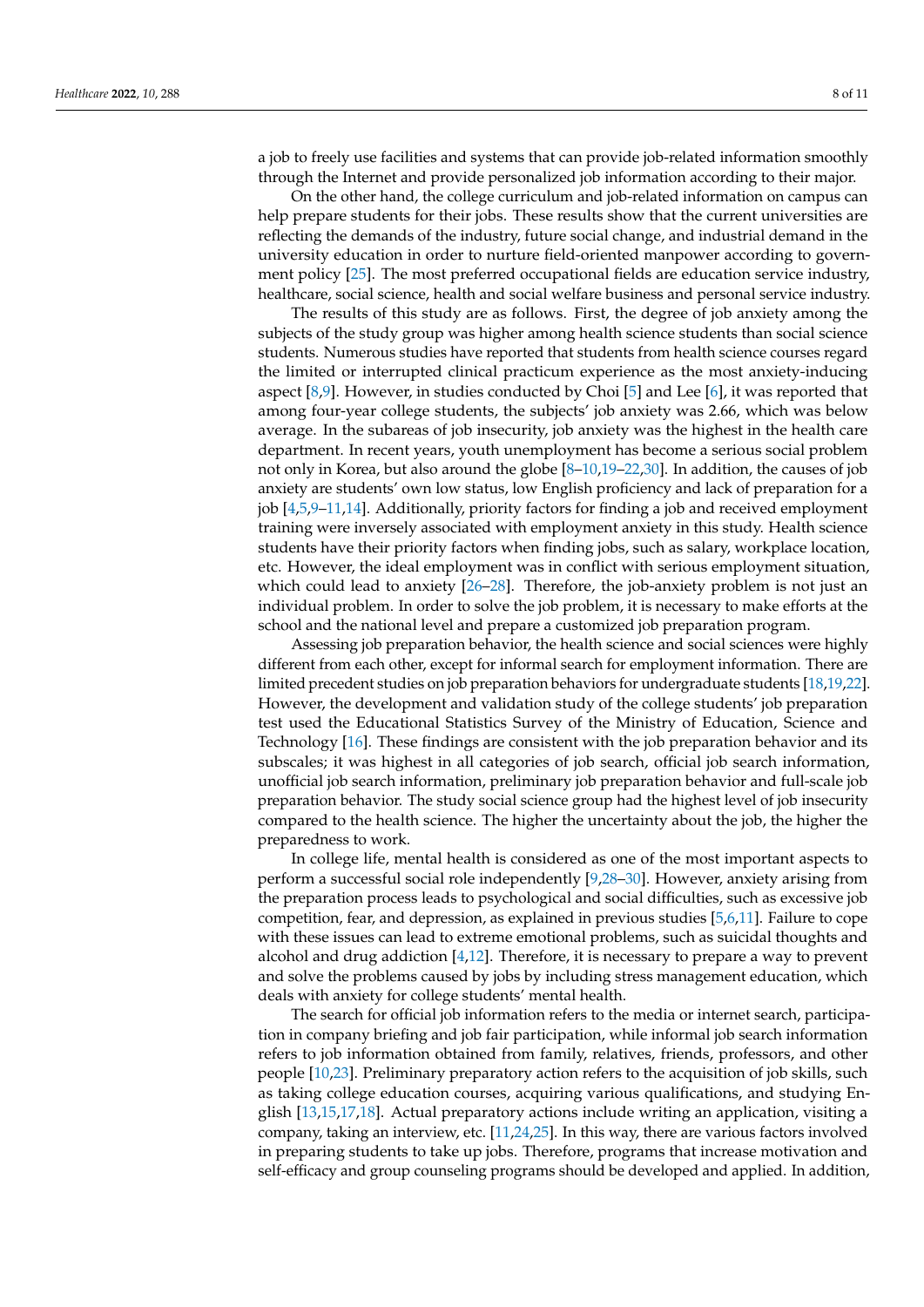a job to freely use facilities and systems that can provide job-related information smoothly through the Internet and provide personalized job information according to their major.

On the other hand, the college curriculum and job-related information on campus can help prepare students for their jobs. These results show that the current universities are reflecting the demands of the industry, future social change, and industrial demand in the university education in order to nurture field-oriented manpower according to government policy [25]. The most preferred occupational fields are education service industry, healthcare, social science, health and social welfare business and personal service industry.

The results of this study are as follows. First, the degree of job anxiety among the subjects of the study group was higher among health science students than social science students. Numerous studies have reported that students from health science courses regard the limited or interrupted clinical practicum experience as the most anxiety-inducing aspect [8,9]. However, in studies conducted by Choi [5] and Lee [6], it was reported that among four-year college students, the subjects' job anxiety was 2.66, which was below average. In the subareas of job insecurity, job anxiety was the highest in the health care department. In recent years, youth unemployment has become a serious social problem not only in Korea, but also around the globe [8–10,19–22,30]. In addition, the causes of job anxiety are students' own low status, low English proficiency and lack of preparation for a job [4,5,9–11,14]. Additionally, priority factors for finding a job and received employment training were inversely associated with employment anxiety in this study. Health science students have their priority factors when finding jobs, such as salary, workplace location, etc. However, the ideal employment was in conflict with serious employment situation, which could lead to anxiety [26–28]. Therefore, the job-anxiety problem is not just an individual problem. In order to solve the job problem, it is necessary to make efforts at the school and the national level and prepare a customized job preparation program.

Assessing job preparation behavior, the health science and social sciences were highly different from each other, except for informal search for employment information. There are limited precedent studies on job preparation behaviors for undergraduate students [18,19,22]. However, the development and validation study of the college students' job preparation test used the Educational Statistics Survey of the Ministry of Education, Science and Technology [16]. These findings are consistent with the job preparation behavior and its subscales; it was highest in all categories of job search, official job search information, unofficial job search information, preliminary job preparation behavior and full-scale job preparation behavior. The study social science group had the highest level of job insecurity compared to the health science. The higher the uncertainty about the job, the higher the preparedness to work.

In college life, mental health is considered as one of the most important aspects to perform a successful social role independently [9,28–30]. However, anxiety arising from the preparation process leads to psychological and social difficulties, such as excessive job competition, fear, and depression, as explained in previous studies [5,6,11]. Failure to cope with these issues can lead to extreme emotional problems, such as suicidal thoughts and alcohol and drug addiction [4,12]. Therefore, it is necessary to prepare a way to prevent and solve the problems caused by jobs by including stress management education, which deals with anxiety for college students' mental health.

The search for official job information refers to the media or internet search, participation in company briefing and job fair participation, while informal job search information refers to job information obtained from family, relatives, friends, professors, and other people [10,23]. Preliminary preparatory action refers to the acquisition of job skills, such as taking college education courses, acquiring various qualifications, and studying English [13,15,17,18]. Actual preparatory actions include writing an application, visiting a company, taking an interview, etc. [11,24,25]. In this way, there are various factors involved in preparing students to take up jobs. Therefore, programs that increase motivation and self-efficacy and group counseling programs should be developed and applied. In addition,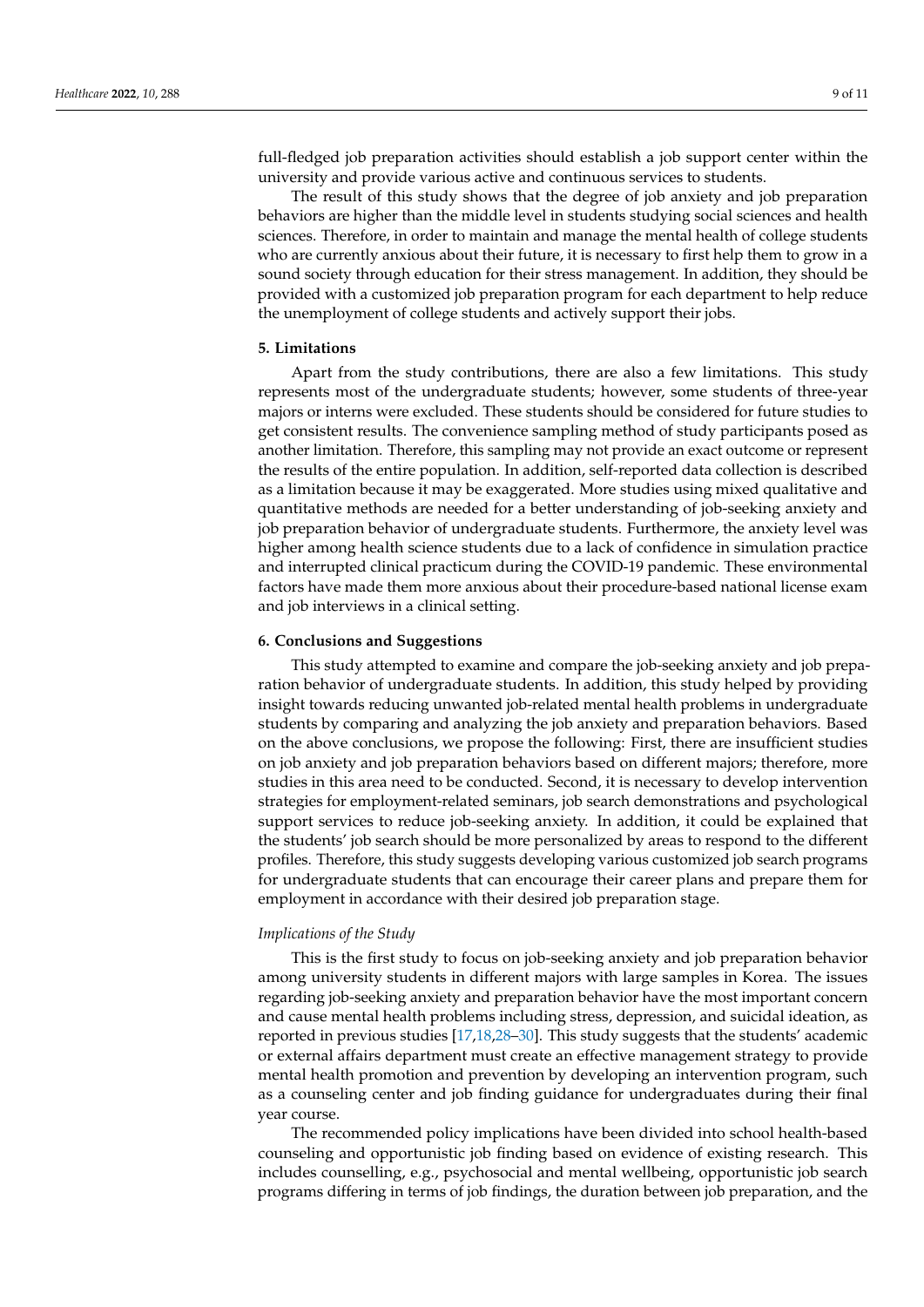full-fledged job preparation activities should establish a job support center within the university and provide various active and continuous services to students.

The result of this study shows that the degree of job anxiety and job preparation behaviors are higher than the middle level in students studying social sciences and health sciences. Therefore, in order to maintain and manage the mental health of college students who are currently anxious about their future, it is necessary to first help them to grow in a sound society through education for their stress management. In addition, they should be provided with a customized job preparation program for each department to help reduce the unemployment of college students and actively support their jobs.

## 5. Limitations

Apart from the study contributions, there are also a few limitations. This study represents most of the undergraduate students; however, some students of three-year majors or interns were excluded. These students should be considered for future studies to get consistent results. The convenience sampling method of study participants posed as another limitation. Therefore, this sampling may not provide an exact outcome or represent the results of the entire population. In addition, self-reported data collection is described as a limitation because it may be exaggerated. More studies using mixed qualitative and quantitative methods are needed for a better understanding of job-seeking anxiety and job preparation behavior of undergraduate students. Furthermore, the anxiety level was higher among health science students due to a lack of confidence in simulation practice and interrupted clinical practicum during the COVID-19 pandemic. These environmental factors have made them more anxious about their procedure-based national license exam and job interviews in a clinical setting.

## 6. Conclusions and Suggestions

This study attempted to examine and compare the job-seeking anxiety and job preparation behavior of undergraduate students. In addition, this study helped by providing insight towards reducing unwanted job-related mental health problems in undergraduate students by comparing and analyzing the job anxiety and preparation behaviors. Based on the above conclusions, we propose the following: First, there are insufficient studies on job anxiety and job preparation behaviors based on different majors; therefore, more studies in this area need to be conducted. Second, it is necessary to develop intervention strategies for employment-related seminars, job search demonstrations and psychological support services to reduce job-seeking anxiety. In addition, it could be explained that the students' job search should be more personalized by areas to respond to the different profiles. Therefore, this study suggests developing various customized job search programs for undergraduate students that can encourage their career plans and prepare them for employment in accordance with their desired job preparation stage.

### *Implications of the Study*

This is the first study to focus on job-seeking anxiety and job preparation behavior among university students in different majors with large samples in Korea. The issues regarding job-seeking anxiety and preparation behavior have the most important concern and cause mental health problems including stress, depression, and suicidal ideation, as reported in previous studies [17,18,28–30]. This study suggests that the students' academic or external affairs department must create an effective management strategy to provide mental health promotion and prevention by developing an intervention program, such as a counseling center and job finding guidance for undergraduates during their final year course.

The recommended policy implications have been divided into school health-based counseling and opportunistic job finding based on evidence of existing research. This includes counselling, e.g., psychosocial and mental wellbeing, opportunistic job search programs differing in terms of job findings, the duration between job preparation, and the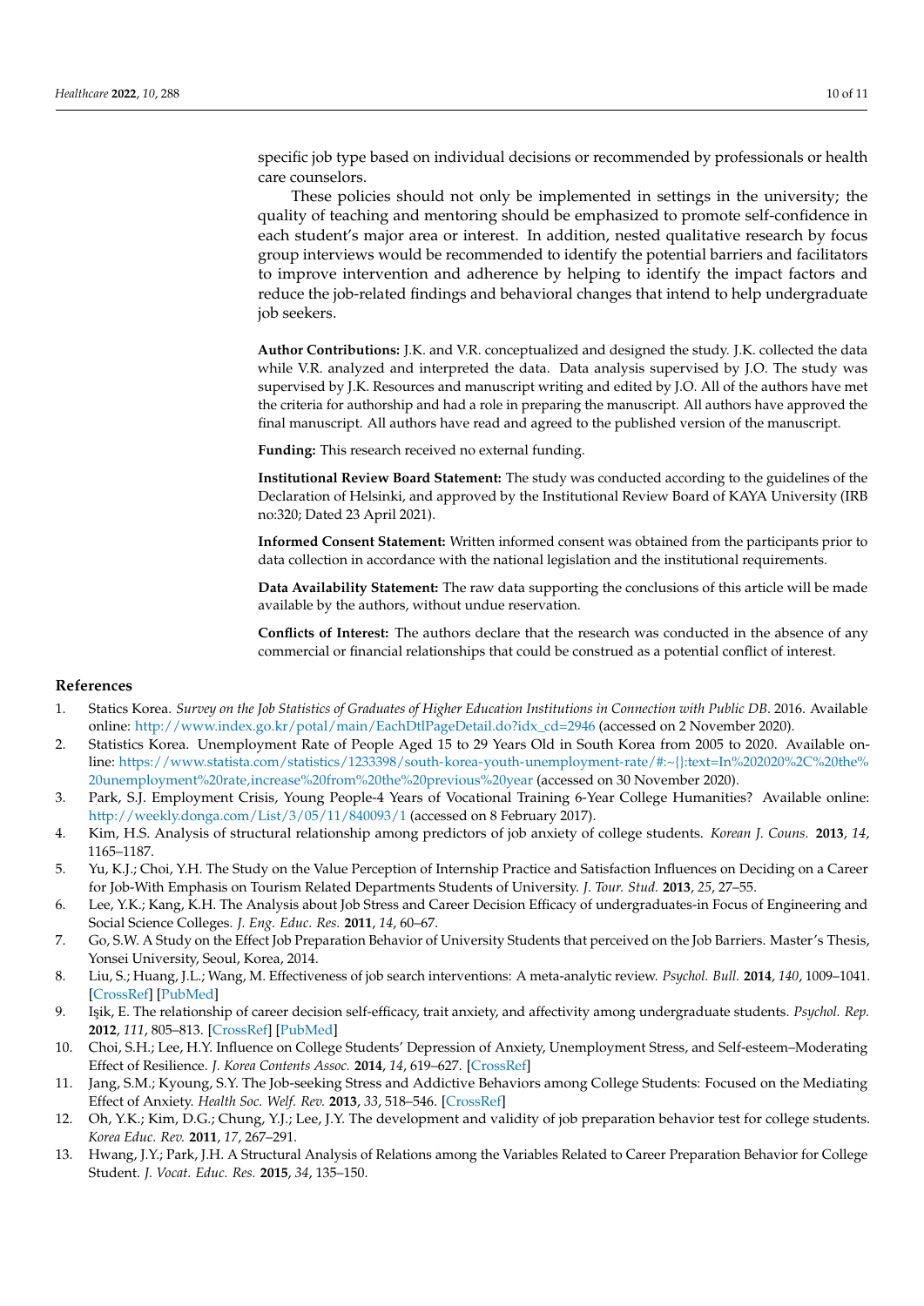specific job type based on individual decisions or recommended by professionals or health care counselors.

These policies should not only be implemented in settings in the university; the quality of teaching and mentoring should be emphasized to promote self-confidence in each student's major area or interest. In addition, nested qualitative research by focus group interviews would be recommended to identify the potential barriers and facilitators to improve intervention and adherence by helping to identify the impact factors and reduce the job-related findings and behavioral changes that intend to help undergraduate job seekers.

**Author Contributions:** J.K. and V.R. conceptualized and designed the study. J.K. collected the data while V.R. analyzed and interpreted the data. Data analysis supervised by J.O. The study was supervised by J.K. Resources and manuscript writing and edited by J.O. All of the authors have met the criteria for authorship and had a role in preparing the manuscript. All authors have approved the final manuscript. All authors have read and agreed to the published version of the manuscript.

**Funding:** This research received no external funding.

**Institutional Review Board Statement:** The study was conducted according to the guidelines of the Declaration of Helsinki, and approved by the Institutional Review Board of KAYA University (IRB no:320; Dated 23 April 2021).

**Informed Consent Statement:** Written informed consent was obtained from the participants prior to data collection in accordance with the national legislation and the institutional requirements.

**Data Availability Statement:** The raw data supporting the conclusions of this article will be made available by the authors, without undue reservation.

**Conflicts of Interest:** The authors declare that the research was conducted in the absence of any commercial or financial relationships that could be construed as a potential conflict of interest.

## References

1. Statics Korea. *Survey on the Job Statistics of Graduates of Higher Education Institutions in Connection with Public DB*. 2016. Available online: http://www.index.go.kr/potal/main/EachDtlPageDetail.do?idx_cd=2946 (accessed on 2 November 2020).
2. Statistics Korea. Unemployment Rate of People Aged 15 to 29 Years Old in South Korea from 2005 to 2020. Available online: https://www.statista.com/statistics/1233398/south-korea-youth-unemployment-rate/#:~{}:text=In%202020%2C%20the%20unemployment%20rate,increase%20from%20the%20previous%20year (accessed on 30 November 2020).
3. Park, S.J. Employment Crisis, Young People-4 Years of Vocational Training 6-Year College Humanities? Available online: http://weekly.donga.com/List/3/05/11/840093/1 (accessed on 8 February 2017).
4. Kim, H.S. Analysis of structural relationship among predictors of job anxiety of college students. *Korean J. Couns.* **2013**, *14*, 1165–1187.
5. Yu, K.J.; Choi, Y.H. The Study on the Value Perception of Internship Practice and Satisfaction Influences on Deciding on a Career for Job-With Emphasis on Tourism Related Departments Students of University. *J. Tour. Stud.* **2013**, *25*, 27–55.
6. Lee, Y.K.; Kang, K.H. The Analysis about Job Stress and Career Decision Efficacy of undergraduates-in Focus of Engineering and Social Science Colleges. *J. Eng. Educ. Res.* **2011**, *14*, 60–67.
7. Go, S.W. A Study on the Effect Job Preparation Behavior of University Students that perceived on the Job Barriers. Master's Thesis, Yonsei University, Seoul, Korea, 2014.
8. Liu, S.; Huang, J.L.; Wang, M. Effectiveness of job search interventions: A meta-analytic review. *Psychol. Bull.* **2014**, *140*, 1009–1041. [CrossRef] [PubMed]
9. Işik, E. The relationship of career decision self-efficacy, trait anxiety, and affectivity among undergraduate students. *Psychol. Rep.* **2012**, *111*, 805–813. [CrossRef] [PubMed]
10. Choi, S.H.; Lee, H.Y. Influence on College Students' Depression of Anxiety, Unemployment Stress, and Self-esteem–Moderating Effect of Resilience. *J. Korea Contents Assoc.* **2014**, *14*, 619–627. [CrossRef]
11. Jang, S.M.; Kyoung, S.Y. The Job-seeking Stress and Addictive Behaviors among College Students: Focused on the Mediating Effect of Anxiety. *Health Soc. Welf. Rev.* **2013**, *33*, 518–546. [CrossRef]
12. Oh, Y.K.; Kim, D.G.; Chung, Y.J.; Lee, J.Y. The development and validity of job preparation behavior test for college students. *Korea Educ. Rev.* **2011**, *17*, 267–291.
13. Hwang, J.Y.; Park, J.H. A Structural Analysis of Relations among the Variables Related to Career Preparation Behavior for College Student. *J. Vocat. Educ. Res.* **2015**, *34*, 135–150.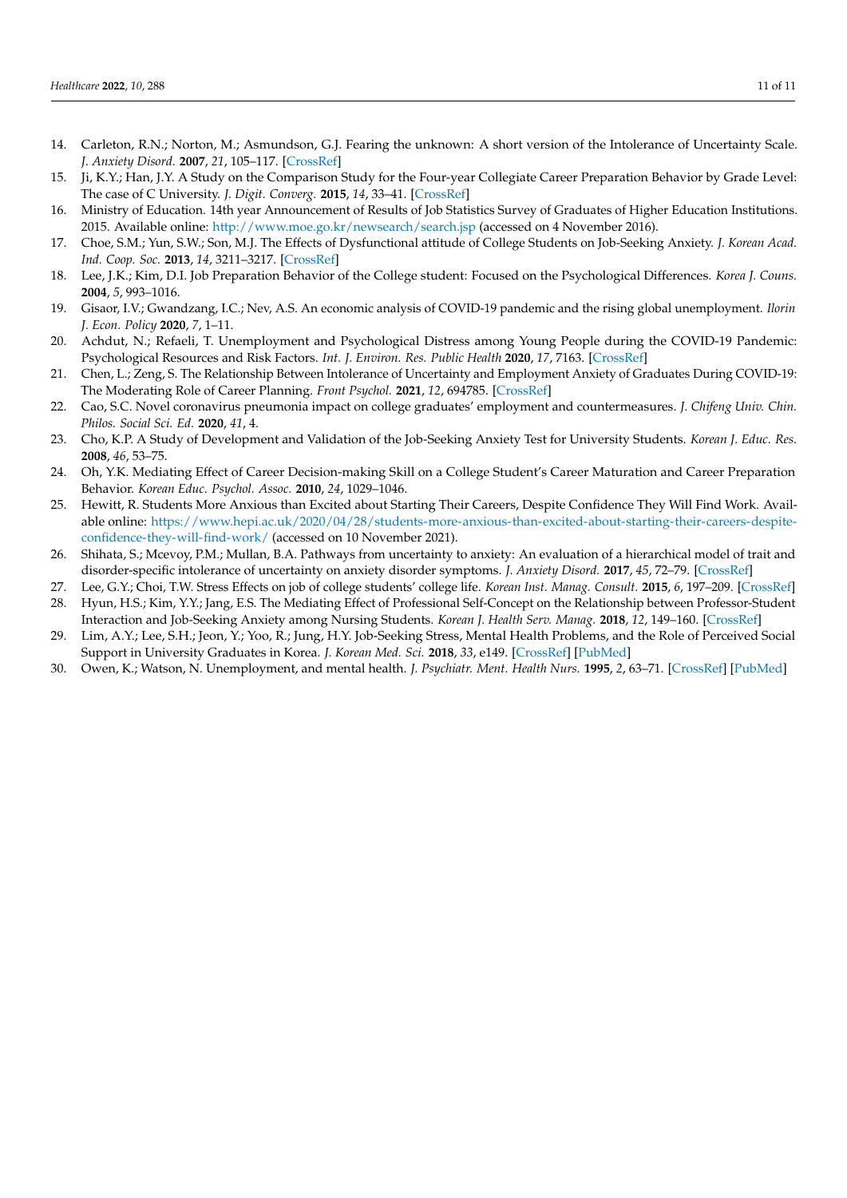14. Carleton, R.N.; Norton, M.; Asmundson, G.J. Fearing the unknown: A short version of the Intolerance of Uncertainty Scale. *J. Anxiety Disord.* **2007**, *21*, 105–117. [CrossRef]
15. Ji, K.Y.; Han, J.Y. A Study on the Comparison Study for the Four-year Collegiate Career Preparation Behavior by Grade Level: The case of C University. *J. Digit. Converg.* **2015**, *14*, 33–41. [CrossRef]
16. Ministry of Education. 14th year Announcement of Results of Job Statistics Survey of Graduates of Higher Education Institutions. 2015. Available online: http://www.moe.go.kr/newsearch/search.jsp (accessed on 4 November 2016).
17. Choe, S.M.; Yun, S.W.; Son, M.J. The Effects of Dysfunctional attitude of College Students on Job-Seeking Anxiety. *J. Korean Acad. Ind. Coop. Soc.* **2013**, *14*, 3211–3217. [CrossRef]
18. Lee, J.K.; Kim, D.I. Job Preparation Behavior of the College student: Focused on the Psychological Differences. *Korea J. Couns.* **2004**, *5*, 993–1016.
19. Gisaor, I.V.; Gwandzang, I.C.; Nev, A.S. An economic analysis of COVID-19 pandemic and the rising global unemployment. *Ilorin J. Econ. Policy* **2020**, *7*, 1–11.
20. Achdut, N.; Refaeli, T. Unemployment and Psychological Distress among Young People during the COVID-19 Pandemic: Psychological Resources and Risk Factors. *Int. J. Environ. Res. Public Health* **2020**, *17*, 7163. [CrossRef]
21. Chen, L.; Zeng, S. The Relationship Between Intolerance of Uncertainty and Employment Anxiety of Graduates During COVID-19: The Moderating Role of Career Planning. *Front Psychol.* **2021**, *12*, 694785. [CrossRef]
22. Cao, S.C. Novel coronavirus pneumonia impact on college graduates' employment and countermeasures. *J. Chifeng Univ. Chin. Philos. Social Sci. Ed.* **2020**, *41*, 4.
23. Cho, K.P. A Study of Development and Validation of the Job-Seeking Anxiety Test for University Students. *Korean J. Educ. Res.* **2008**, *46*, 53–75.
24. Oh, Y.K. Mediating Effect of Career Decision-making Skill on a College Student's Career Maturation and Career Preparation Behavior. *Korean Educ. Psychol. Assoc.* **2010**, *24*, 1029–1046.
25. Hewitt, R. Students More Anxious than Excited about Starting Their Careers, Despite Confidence They Will Find Work. Available online: https://www.hepi.ac.uk/2020/04/28/students-more-anxious-than-excited-about-starting-their-careers-despite-confidence-they-will-find-work/ (accessed on 10 November 2021).
26. Shihata, S.; Mcevoy, P.M.; Mullan, B.A. Pathways from uncertainty to anxiety: An evaluation of a hierarchical model of trait and disorder-specific intolerance of uncertainty on anxiety disorder symptoms. *J. Anxiety Disord.* **2017**, *45*, 72–79. [CrossRef]
27. Lee, G.Y.; Choi, T.W. Stress Effects on job of college students' college life. *Korean Inst. Manag. Consult.* **2015**, *6*, 197–209. [CrossRef]
28. Hyun, H.S.; Kim, Y.Y.; Jang, E.S. The Mediating Effect of Professional Self-Concept on the Relationship between Professor-Student Interaction and Job-Seeking Anxiety among Nursing Students. *Korean J. Health Serv. Manag.* **2018**, *12*, 149–160. [CrossRef]
29. Lim, A.Y.; Lee, S.H.; Jeon, Y.; Yoo, R.; Jung, H.Y. Job-Seeking Stress, Mental Health Problems, and the Role of Perceived Social Support in University Graduates in Korea. *J. Korean Med. Sci.* **2018**, *33*, e149. [CrossRef] [PubMed]
30. Owen, K.; Watson, N. Unemployment, and mental health. *J. Psychiatr. Ment. Health Nurs.* **1995**, *2*, 63–71. [CrossRef] [PubMed]